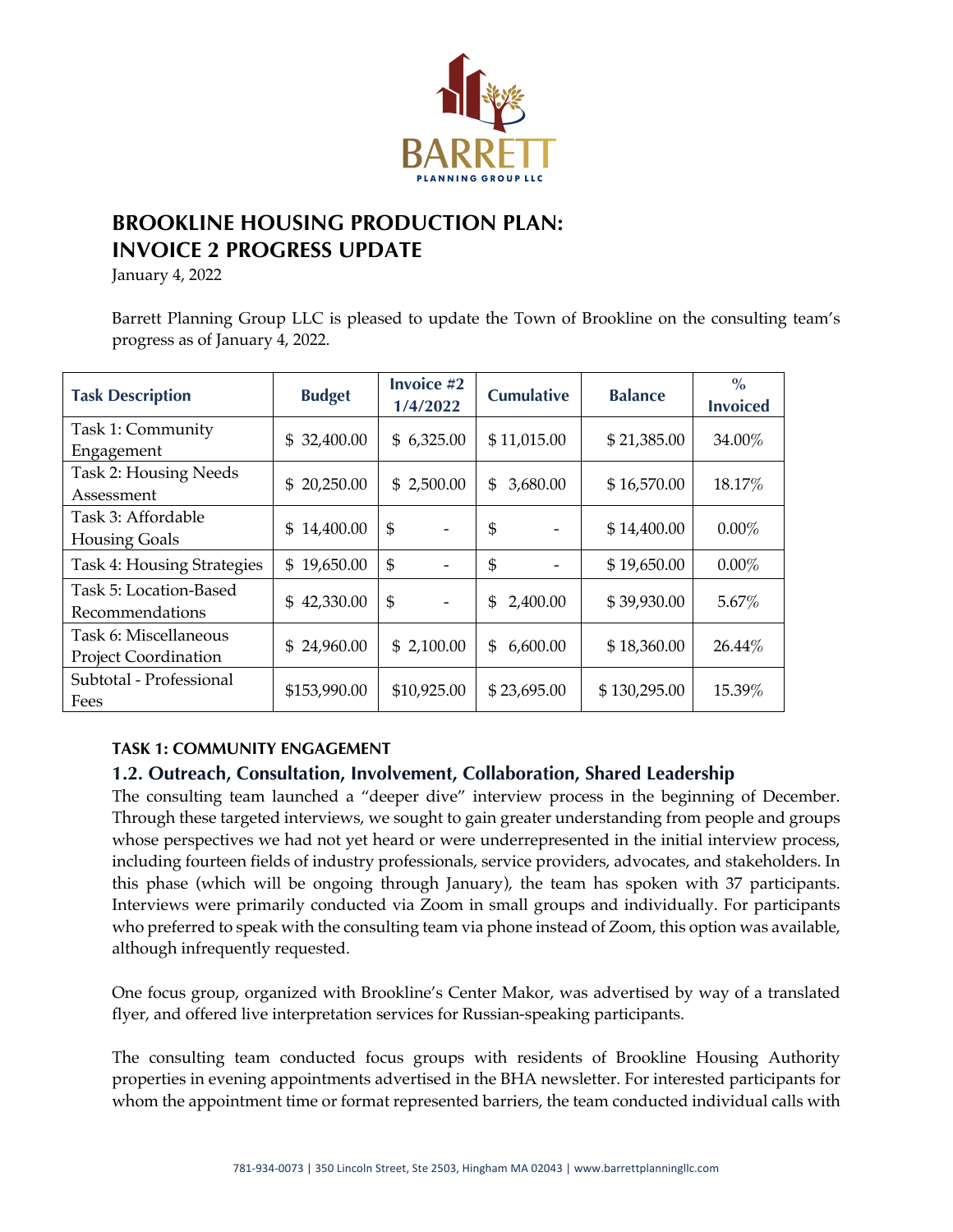# BROOKLINE HOUSING PRODUCTION PLAN: INVOICE 2 PROGRESS UPDATE

January 4, 2022

Barrett Planning Group LLC is pleased to update the Town of Brookline on the consulting team's progress as of January 4, 2022.

| Task Description | Budget | Invoice #2 1/4/2022 | Cumulative | Balance | % Invoiced |
|---|---|---|---|---|---|
| Task 1: Community Engagement | $ 32,400.00 | $ 6,325.00 | $ 11,015.00 | $ 21,385.00 | 34.00% |
| Task 2: Housing Needs Assessment | $ 20,250.00 | $ 2,500.00 | $ 3,680.00 | $ 16,570.00 | 18.17% |
| Task 3: Affordable Housing Goals | $ 14,400.00 | $ - | $ - | $ 14,400.00 | 0.00% |
| Task 4: Housing Strategies | $ 19,650.00 | $ - | $ - | $ 19,650.00 | 0.00% |
| Task 5: Location-Based Recommendations | $ 42,330.00 | $ - | $ 2,400.00 | $ 39,930.00 | 5.67% |
| Task 6: Miscellaneous Project Coordination | $ 24,960.00 | $ 2,100.00 | $ 6,600.00 | $ 18,360.00 | 26.44% |
| Subtotal - Professional Fees | $153,990.00 | $10,925.00 | $ 23,695.00 | $ 130,295.00 | 15.39% |

### TASK 1: COMMUNITY ENGAGEMENT

## 1.2. Outreach, Consultation, Involvement, Collaboration, Shared Leadership

The consulting team launched a "deeper dive" interview process in the beginning of December. Through these targeted interviews, we sought to gain greater understanding from people and groups whose perspectives we had not yet heard or were underrepresented in the initial interview process, including fourteen fields of industry professionals, service providers, advocates, and stakeholders. In this phase (which will be ongoing through January), the team has spoken with 37 participants. Interviews were primarily conducted via Zoom in small groups and individually. For participants who preferred to speak with the consulting team via phone instead of Zoom, this option was available, although infrequently requested.

One focus group, organized with Brookline's Center Makor, was advertised by way of a translated flyer, and offered live interpretation services for Russian-speaking participants.

The consulting team conducted focus groups with residents of Brookline Housing Authority properties in evening appointments advertised in the BHA newsletter. For interested participants for whom the appointment time or format represented barriers, the team conducted individual calls with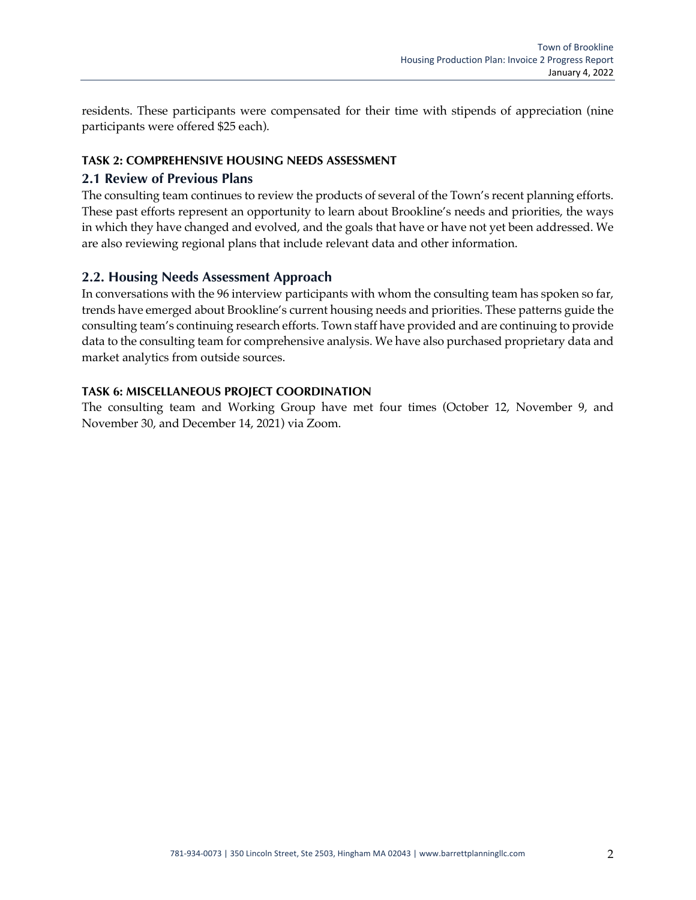residents. These participants were compensated for their time with stipends of appreciation (nine participants were offered $25 each).

#### TASK 2: COMPREHENSIVE HOUSING NEEDS ASSESSMENT

## 2.1 Review of Previous Plans

The consulting team continues to review the products of several of the Town's recent planning efforts. These past efforts represent an opportunity to learn about Brookline's needs and priorities, the ways in which they have changed and evolved, and the goals that have or have not yet been addressed. We are also reviewing regional plans that include relevant data and other information.

## 2.2. Housing Needs Assessment Approach

In conversations with the 96 interview participants with whom the consulting team has spoken so far, trends have emerged about Brookline's current housing needs and priorities. These patterns guide the consulting team's continuing research efforts. Town staff have provided and are continuing to provide data to the consulting team for comprehensive analysis. We have also purchased proprietary data and market analytics from outside sources.

#### TASK 6: MISCELLANEOUS PROJECT COORDINATION

The consulting team and Working Group have met four times (October 12, November 9, and November 30, and December 14, 2021) via Zoom.